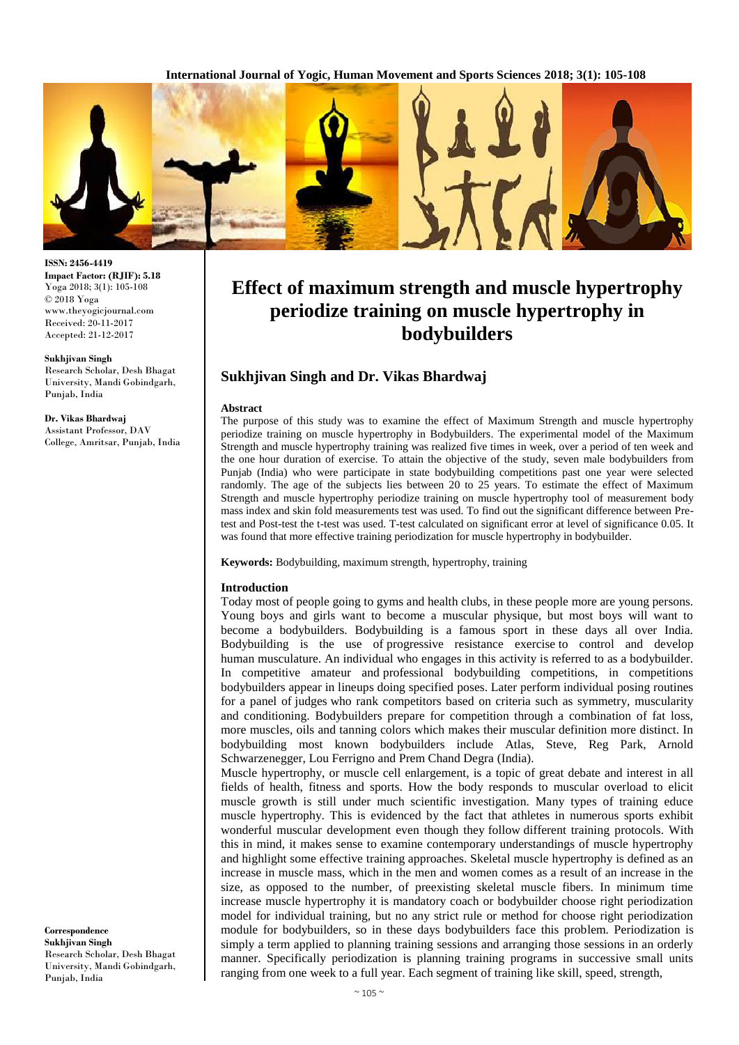ISSN: 2456-4419
**Impact Factor: (RJIF): 5.18**
Yoga 2018; 3(1): 105-108
© 2018 Yoga
www.theyogicjournal.com
Received: 20-11-2017
Accepted: 21-12-2017

**Sukhjivan Singh**
Research Scholar, Desh Bhagat University, Mandi Gobindgarh, Punjab, India

**Dr. Vikas Bhardwaj**
Assistant Professor, DAV College, Amritsar, Punjab, India

**Correspondence**
**Sukhjivan Singh**
Research Scholar, Desh Bhagat University, Mandi Gobindgarh, Punjab, India

# Effect of maximum strength and muscle hypertrophy periodize training on muscle hypertrophy in bodybuilders

## Sukhjivan Singh and Dr. Vikas Bhardwaj

### Abstract

The purpose of this study was to examine the effect of Maximum Strength and muscle hypertrophy periodize training on muscle hypertrophy in Bodybuilders. The experimental model of the Maximum Strength and muscle hypertrophy training was realized five times in week, over a period of ten week and the one hour duration of exercise. To attain the objective of the study, seven male bodybuilders from Punjab (India) who were participate in state bodybuilding competitions past one year were selected randomly. The age of the subjects lies between 20 to 25 years. To estimate the effect of Maximum Strength and muscle hypertrophy periodize training on muscle hypertrophy tool of measurement body mass index and skin fold measurements test was used. To find out the significant difference between Pre-test and Post-test the t-test was used. T-test calculated on significant error at level of significance 0.05. It was found that more effective training periodization for muscle hypertrophy in bodybuilder.

**Keywords:** Bodybuilding, maximum strength, hypertrophy, training

### Introduction

Today most of people going to gyms and health clubs, in these people more are young persons. Young boys and girls want to become a muscular physique, but most boys will want to become a bodybuilders. Bodybuilding is a famous sport in these days all over India. Bodybuilding is the use of progressive resistance exercise to control and develop human musculature. An individual who engages in this activity is referred to as a bodybuilder. In competitive amateur and professional bodybuilding competitions, in competitions bodybuilders appear in lineups doing specified poses. Later perform individual posing routines for a panel of judges who rank competitors based on criteria such as symmetry, muscularity and conditioning. Bodybuilders prepare for competition through a combination of fat loss, more muscles, oils and tanning colors which makes their muscular definition more distinct. In bodybuilding most known bodybuilders include Atlas, Steve, Reg Park, Arnold Schwarzenegger, Lou Ferrigno and Prem Chand Degra (India).

Muscle hypertrophy, or muscle cell enlargement, is a topic of great debate and interest in all fields of health, fitness and sports. How the body responds to muscular overload to elicit muscle growth is still under much scientific investigation. Many types of training educe muscle hypertrophy. This is evidenced by the fact that athletes in numerous sports exhibit wonderful muscular development even though they follow different training protocols. With this in mind, it makes sense to examine contemporary understandings of muscle hypertrophy and highlight some effective training approaches. Skeletal muscle hypertrophy is defined as an increase in muscle mass, which in the men and women comes as a result of an increase in the size, as opposed to the number, of preexisting skeletal muscle fibers. In minimum time increase muscle hypertrophy it is mandatory coach or bodybuilder choose right periodization model for individual training, but no any strict rule or method for choose right periodization module for bodybuilders, so in these days bodybuilders face this problem. Periodization is simply a term applied to planning training sessions and arranging those sessions in an orderly manner. Specifically periodization is planning training programs in successive small units ranging from one week to a full year. Each segment of training like skill, speed, strength,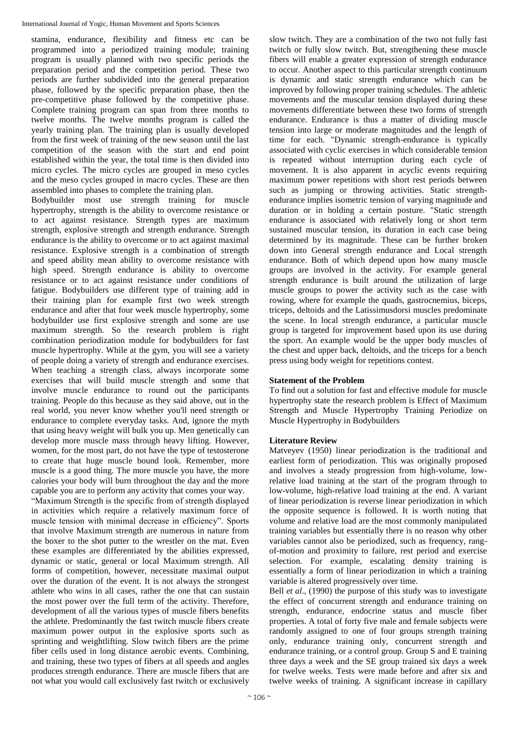stamina, endurance, flexibility and fitness etc can be programmed into a periodized training module; training program is usually planned with two specific periods the preparation period and the competition period. These two periods are further subdivided into the general preparation phase, followed by the specific preparation phase, then the pre-competitive phase followed by the competitive phase. Complete training program can span from three months to twelve months. The twelve months program is called the yearly training plan. The training plan is usually developed from the first week of training of the new season until the last competition of the season with the start and end point established within the year, the total time is then divided into micro cycles. The micro cycles are grouped in meso cycles and the meso cycles grouped in macro cycles. These are then assembled into phases to complete the training plan.

Bodybuilder most use strength training for muscle hypertrophy, strength is the ability to overcome resistance or to act against resistance. Strength types are maximum strength, explosive strength and strength endurance. Strength endurance is the ability to overcome or to act against maximal resistance. Explosive strength is a combination of strength and speed ability mean ability to overcome resistance with high speed. Strength endurance is ability to overcome resistance or to act against resistance under conditions of fatigue. Bodybuilders use different type of training add in their training plan for example first two week strength endurance and after that four week muscle hypertrophy, some bodybuilder use first explosive strength and some are use maximum strength. So the research problem is right combination periodization module for bodybuilders for fast muscle hypertrophy. While at the gym, you will see a variety of people doing a variety of strength and endurance exercises. When teaching a strength class, always incorporate some exercises that will build muscle strength and some that involve muscle endurance to round out the participants training. People do this because as they said above, out in the real world, you never know whether you'll need strength or endurance to complete everyday tasks. And, ignore the myth that using heavy weight will bulk you up. Men genetically can develop more muscle mass through heavy lifting. However, women, for the most part, do not have the type of testosterone to create that huge muscle bound look. Remember, more muscle is a good thing. The more muscle you have, the more calories your body will burn throughout the day and the more capable you are to perform any activity that comes your way.

"Maximum Strength is the specific from of strength displayed in activities which require a relatively maximum force of muscle tension with minimal decrease in efficiency". Sports that involve Maximum strength are numerous in nature from the boxer to the shot putter to the wrestler on the mat. Even these examples are differentiated by the abilities expressed, dynamic or static, general or local Maximum strength. All forms of competition, however, necessitate maximal output over the duration of the event. It is not always the strongest athlete who wins in all cases, rather the one that can sustain the most power over the full term of the activity. Therefore, development of all the various types of muscle fibers benefits the athlete. Predominantly the fast twitch muscle fibers create maximum power output in the explosive sports such as sprinting and weightlifting. Slow twitch fibers are the prime fiber cells used in long distance aerobic events. Combining, and training, these two types of fibers at all speeds and angles produces strength endurance. There are muscle fibers that are not what you would call exclusively fast twitch or exclusively slow twitch. They are a combination of the two not fully fast twitch or fully slow twitch. But, strengthening these muscle fibers will enable a greater expression of strength endurance to occur. Another aspect to this particular strength continuum is dynamic and static strength endurance which can be improved by following proper training schedules. The athletic movements and the muscular tension displayed during these movements differentiate between these two forms of strength endurance. Endurance is thus a matter of dividing muscle tension into large or moderate magnitudes and the length of time for each. "Dynamic strength-endurance is typically associated with cyclic exercises in which considerable tension is repeated without interruption during each cycle of movement. It is also apparent in acyclic events requiring maximum power repetitions with short rest periods between such as jumping or throwing activities. Static strength-endurance implies isometric tension of varying magnitude and duration or in holding a certain posture. "Static strength endurance is associated with relatively long or short term sustained muscular tension, its duration in each case being determined by its magnitude. These can be further broken down into General strength endurance and Local strength endurance. Both of which depend upon how many muscle groups are involved in the activity. For example general strength endurance is built around the utilization of large muscle groups to power the activity such as the case with rowing, where for example the quads, gastrocnemius, biceps, triceps, deltoids and the Latissimusdorsi muscles predominate the scene. In local strength endurance, a particular muscle group is targeted for improvement based upon its use during the sport. An example would be the upper body muscles of the chest and upper back, deltoids, and the triceps for a bench press using body weight for repetitions contest.

## Statement of the Problem

To find out a solution for fast and effective module for muscle hypertrophy state the research problem is Effect of Maximum Strength and Muscle Hypertrophy Training Periodize on Muscle Hypertrophy in Bodybuilders

## Literature Review

Matveyev (1950) linear periodization is the traditional and earliest form of periodization. This was originally proposed and involves a steady progression from high-volume, low-relative load training at the start of the program through to low-volume, high-relative load training at the end. A variant of linear periodization is reverse linear periodization in which the opposite sequence is followed. It is worth noting that volume and relative load are the most commonly manipulated training variables but essentially there is no reason why other variables cannot also be periodized, such as frequency, rang-of-motion and proximity to failure, rest period and exercise selection. For example, escalating density training is essentially a form of linear periodization in which a training variable is altered progressively over time.

Bell *et al*., (1990) the purpose of this study was to investigate the effect of concurrent strength and endurance training on strength, endurance, endocrine status and muscle fiber properties. A total of forty five male and female subjects were randomly assigned to one of four groups strength training only, endurance training only, concurrent strength and endurance training, or a control group. Group S and E training three days a week and the SE group trained six days a week for twelve weeks. Tests were made before and after six and twelve weeks of training. A significant increase in capillary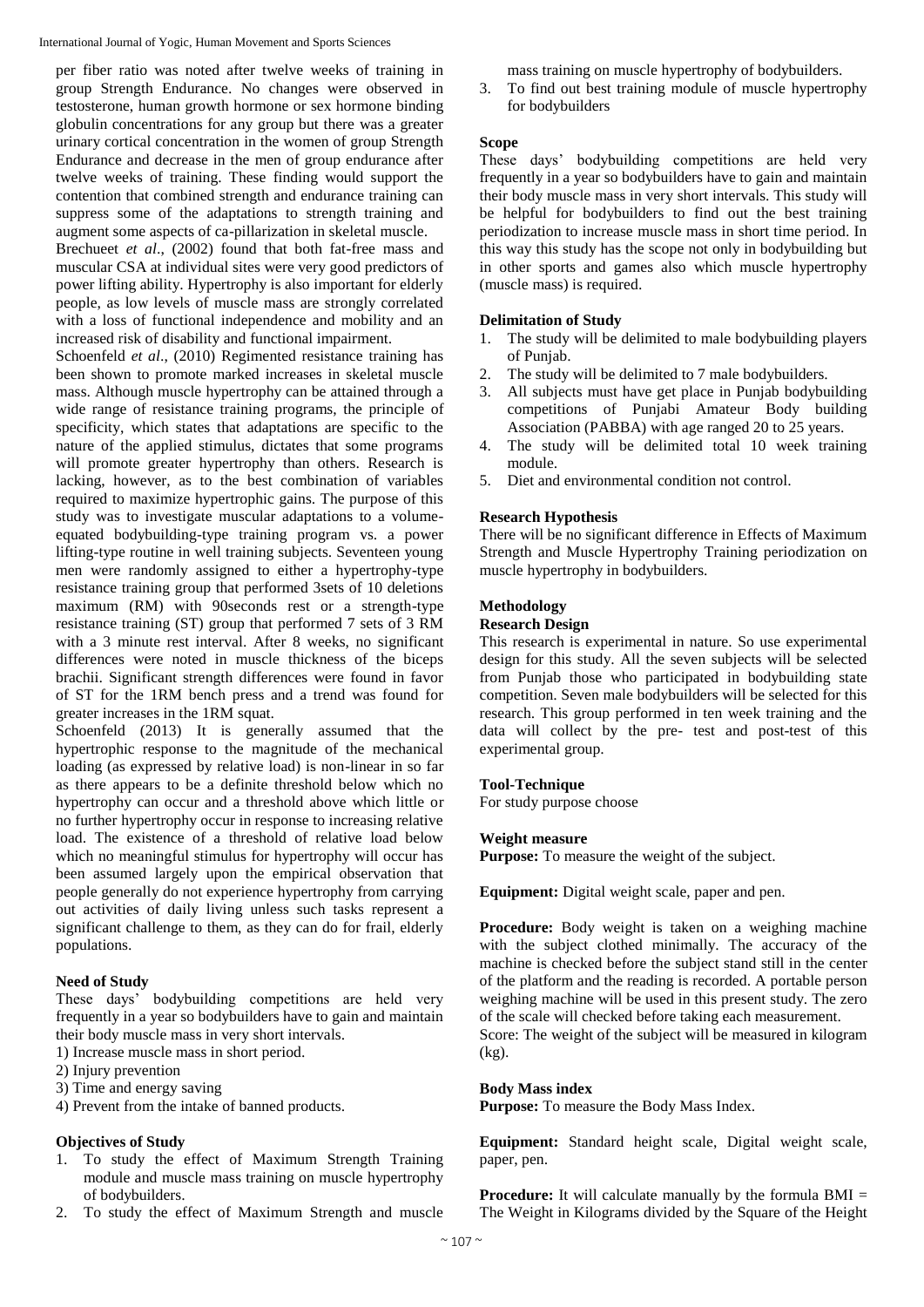per fiber ratio was noted after twelve weeks of training in group Strength Endurance. No changes were observed in testosterone, human growth hormone or sex hormone binding globulin concentrations for any group but there was a greater urinary cortical concentration in the women of group Strength Endurance and decrease in the men of group endurance after twelve weeks of training. These finding would support the contention that combined strength and endurance training can suppress some of the adaptations to strength training and augment some aspects of ca-pillarization in skeletal muscle.

Brechueet *et al*., (2002) found that both fat-free mass and muscular CSA at individual sites were very good predictors of power lifting ability. Hypertrophy is also important for elderly people, as low levels of muscle mass are strongly correlated with a loss of functional independence and mobility and an increased risk of disability and functional impairment.

Schoenfeld *et al*., (2010) Regimented resistance training has been shown to promote marked increases in skeletal muscle mass. Although muscle hypertrophy can be attained through a wide range of resistance training programs, the principle of specificity, which states that adaptations are specific to the nature of the applied stimulus, dictates that some programs will promote greater hypertrophy than others. Research is lacking, however, as to the best combination of variables required to maximize hypertrophic gains. The purpose of this study was to investigate muscular adaptations to a volume-equated bodybuilding-type training program vs. a power lifting-type routine in well training subjects. Seventeen young men were randomly assigned to either a hypertrophy-type resistance training group that performed 3sets of 10 deletions maximum (RM) with 90seconds rest or a strength-type resistance training (ST) group that performed 7 sets of 3 RM with a 3 minute rest interval. After 8 weeks, no significant differences were noted in muscle thickness of the biceps brachii. Significant strength differences were found in favor of ST for the 1RM bench press and a trend was found for greater increases in the 1RM squat.

Schoenfeld (2013) It is generally assumed that the hypertrophic response to the magnitude of the mechanical loading (as expressed by relative load) is non-linear in so far as there appears to be a definite threshold below which no hypertrophy can occur and a threshold above which little or no further hypertrophy occur in response to increasing relative load. The existence of a threshold of relative load below which no meaningful stimulus for hypertrophy will occur has been assumed largely upon the empirical observation that people generally do not experience hypertrophy from carrying out activities of daily living unless such tasks represent a significant challenge to them, as they can do for frail, elderly populations.

### Need of Study

These days' bodybuilding competitions are held very frequently in a year so bodybuilders have to gain and maintain their body muscle mass in very short intervals.

1) Increase muscle mass in short period.
2) Injury prevention
3) Time and energy saving
4) Prevent from the intake of banned products.

### Objectives of Study

1. To study the effect of Maximum Strength Training module and muscle mass training on muscle hypertrophy of bodybuilders.
2. To study the effect of Maximum Strength and muscle mass training on muscle hypertrophy of bodybuilders.
3. To find out best training module of muscle hypertrophy for bodybuilders

### Scope

These days' bodybuilding competitions are held very frequently in a year so bodybuilders have to gain and maintain their body muscle mass in very short intervals. This study will be helpful for bodybuilders to find out the best training periodization to increase muscle mass in short time period. In this way this study has the scope not only in bodybuilding but in other sports and games also which muscle hypertrophy (muscle mass) is required.

### Delimitation of Study

1. The study will be delimited to male bodybuilding players of Punjab.
2. The study will be delimited to 7 male bodybuilders.
3. All subjects must have get place in Punjab bodybuilding competitions of Punjabi Amateur Body building Association (PABBA) with age ranged 20 to 25 years.
4. The study will be delimited total 10 week training module.
5. Diet and environmental condition not control.

### Research Hypothesis

There will be no significant difference in Effects of Maximum Strength and Muscle Hypertrophy Training periodization on muscle hypertrophy in bodybuilders.

### Methodology

#### Research Design

This research is experimental in nature. So use experimental design for this study. All the seven subjects will be selected from Punjab those who participated in bodybuilding state competition. Seven male bodybuilders will be selected for this research. This group performed in ten week training and the data will collect by the pre- test and post-test of this experimental group.

#### Tool-Technique

For study purpose choose

#### Weight measure

**Purpose:** To measure the weight of the subject.

**Equipment:** Digital weight scale, paper and pen.

**Procedure:** Body weight is taken on a weighing machine with the subject clothed minimally. The accuracy of the machine is checked before the subject stand still in the center of the platform and the reading is recorded. A portable person weighing machine will be used in this present study. The zero of the scale will checked before taking each measurement.

Score: The weight of the subject will be measured in kilogram (kg).

#### Body Mass index

**Purpose:** To measure the Body Mass Index.

**Equipment:** Standard height scale, Digital weight scale, paper, pen.

**Procedure:** It will calculate manually by the formula BMI = The Weight in Kilograms divided by the Square of the Height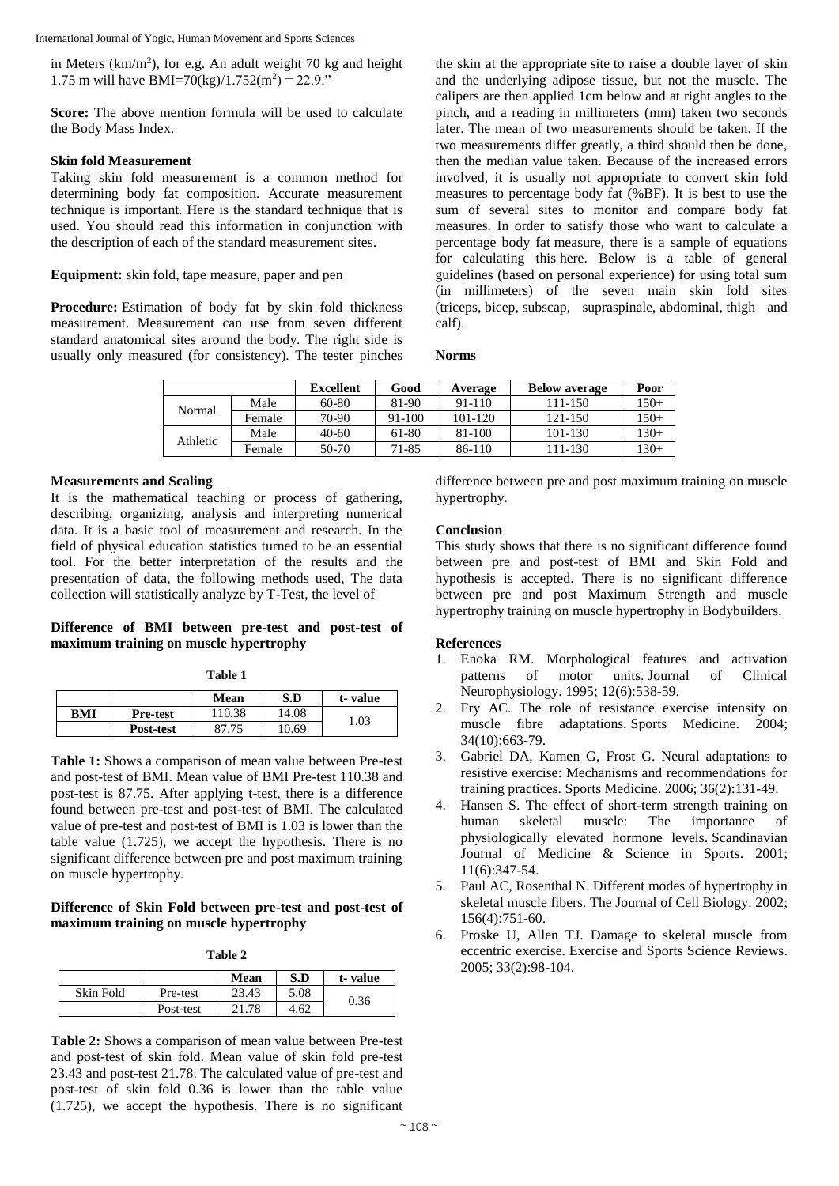in Meters ($km/m^2$), for e.g. An adult weight 70 kg and height 1.75 m will have BMI=70(kg)/$1.752(m^2)$ = 22.9."

**Score:** The above mention formula will be used to calculate the Body Mass Index.

### Skin fold Measurement

Taking skin fold measurement is a common method for determining body fat composition. Accurate measurement technique is important. Here is the standard technique that is used. You should read this information in conjunction with the description of each of the standard measurement sites.

**Equipment:** skin fold, tape measure, paper and pen

**Procedure:** Estimation of body fat by skin fold thickness measurement. Measurement can use from seven different standard anatomical sites around the body. The right side is usually only measured (for consistency). The tester pinches the skin at the appropriate site to raise a double layer of skin and the underlying adipose tissue, but not the muscle. The calipers are then applied 1cm below and at right angles to the pinch, and a reading in millimeters (mm) taken two seconds later. The mean of two measurements should be taken. If the two measurements differ greatly, a third should then be done, then the median value taken. Because of the increased errors involved, it is usually not appropriate to convert skin fold measures to percentage body fat (%BF). It is best to use the sum of several sites to monitor and compare body fat measures. In order to satisfy those who want to calculate a percentage body fat measure, there is a sample of equations for calculating this here. Below is a table of general guidelines (based on personal experience) for using total sum (in millimeters) of the seven main skin fold sites (triceps, bicep, subscap, supraspinale, abdominal, thigh and calf).

**Norms**

| | | Excellent | Good | Average | Below average | Poor |
|---|---|---|---|---|---|---|
| Normal | Male | 60-80 | 81-90 | 91-110 | 111-150 | 150+ |
| | Female | 70-90 | 91-100 | 101-120 | 121-150 | 150+ |
| Athletic | Male | 40-60 | 61-80 | 81-100 | 101-130 | 130+ |
| | Female | 50-70 | 71-85 | 86-110 | 111-130 | 130+ |

### Measurements and Scaling

It is the mathematical teaching or process of gathering, describing, organizing, analysis and interpreting numerical data. It is a basic tool of measurement and research. In the field of physical education statistics turned to be an essential tool. For the better interpretation of the results and the presentation of data, the following methods used, The data collection will statistically analyze by T-Test, the level of

### Difference of BMI between pre-test and post-test of maximum training on muscle hypertrophy

**Table 1**

| | | Mean | S.D | t- value |
|---|---|---|---|---|
| **BMI** | **Pre-test** | 110.38 | 14.08 | 1.03 |
| | **Post-test** | 87.75 | 10.69 | |

**Table 1:** Shows a comparison of mean value between Pre-test and post-test of BMI. Mean value of BMI Pre-test 110.38 and post-test is 87.75. After applying t-test, there is a difference found between pre-test and post-test of BMI. The calculated value of pre-test and post-test of BMI is 1.03 is lower than the table value (1.725), we accept the hypothesis. There is no significant difference between pre and post maximum training on muscle hypertrophy.

### Difference of Skin Fold between pre-test and post-test of maximum training on muscle hypertrophy

**Table 2**

| | | Mean | S.D | t- value |
|---|---|---|---|---|
| Skin Fold | Pre-test | 23.43 | 5.08 | 0.36 |
| | Post-test | 21.78 | 4.62 | |

**Table 2:** Shows a comparison of mean value between Pre-test and post-test of skin fold. Mean value of skin fold pre-test 23.43 and post-test 21.78. The calculated value of pre-test and post-test of skin fold 0.36 is lower than the table value (1.725), we accept the hypothesis. There is no significant difference between pre and post maximum training on muscle hypertrophy.

### Conclusion

This study shows that there is no significant difference found between pre and post-test of BMI and Skin Fold and hypothesis is accepted. There is no significant difference between pre and post Maximum Strength and muscle hypertrophy training on muscle hypertrophy in Bodybuilders.

### References

1. Enoka RM. Morphological features and activation patterns of motor units. Journal of Clinical Neurophysiology. 1995; 12(6):538-59.
2. Fry AC. The role of resistance exercise intensity on muscle fibre adaptations. Sports Medicine. 2004; 34(10):663-79.
3. Gabriel DA, Kamen G, Frost G. Neural adaptations to resistive exercise: Mechanisms and recommendations for training practices. Sports Medicine. 2006; 36(2):131-49.
4. Hansen S. The effect of short-term strength training on human skeletal muscle: The importance of physiologically elevated hormone levels. Scandinavian Journal of Medicine & Science in Sports. 2001; 11(6):347-54.
5. Paul AC, Rosenthal N. Different modes of hypertrophy in skeletal muscle fibers. The Journal of Cell Biology. 2002; 156(4):751-60.
6. Proske U, Allen TJ. Damage to skeletal muscle from eccentric exercise. Exercise and Sports Science Reviews. 2005; 33(2):98-104.